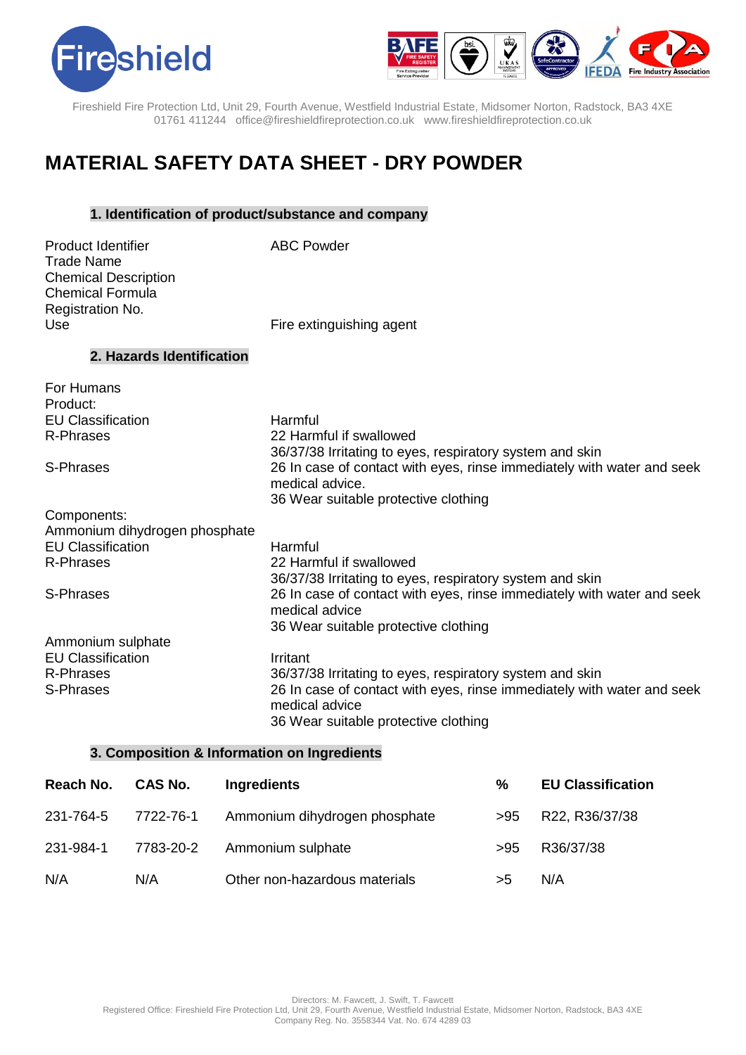Fireshield Fire Protection Ltd, Unit 29, Fourth Avenue, Westfield Industrial Estate, Midsomer Norton, Radstock, BA3 4XE
01761 411244 office@fireshieldfireprotection.co.uk www.fireshieldfireprotection.co.uk

# MATERIAL SAFETY DATA SHEET - DRY POWDER

## 1. Identification of product/substance and company

| | |
|---|---|
| Product Identifier | ABC Powder |
| Trade Name | |
| Chemical Description | |
| Chemical Formula | |
| Registration No. | |
| Use | Fire extinguishing agent |

## 2. Hazards Identification

For Humans

Product:

| | |
|---|---|
| EU Classification | Harmful |
| R-Phrases | 22 Harmful if swallowed<br>36/37/38 Irritating to eyes, respiratory system and skin |
| S-Phrases | 26 In case of contact with eyes, rinse immediately with water and seek medical advice.<br>36 Wear suitable protective clothing |

Components:

Ammonium dihydrogen phosphate

| | |
|---|---|
| EU Classification | Harmful |
| R-Phrases | 22 Harmful if swallowed<br>36/37/38 Irritating to eyes, respiratory system and skin |
| S-Phrases | 26 In case of contact with eyes, rinse immediately with water and seek medical advice<br>36 Wear suitable protective clothing |

Ammonium sulphate

| | |
|---|---|
| EU Classification | Irritant |
| R-Phrases | 36/37/38 Irritating to eyes, respiratory system and skin |
| S-Phrases | 26 In case of contact with eyes, rinse immediately with water and seek medical advice<br>36 Wear suitable protective clothing |

## 3. Composition & Information on Ingredients

| Reach No. | CAS No. | Ingredients | % | EU Classification |
|---|---|---|---|---|
| 231-764-5 | 7722-76-1 | Ammonium dihydrogen phosphate | >95 | R22, R36/37/38 |
| 231-984-1 | 7783-20-2 | Ammonium sulphate | >95 | R36/37/38 |
| N/A | N/A | Other non-hazardous materials | >5 | N/A |

Directors: M. Fawcett, J. Swift, T. Fawcett
Registered Office: Fireshield Fire Protection Ltd, Unit 29, Fourth Avenue, Westfield Industrial Estate, Midsomer Norton, Radstock, BA3 4XE
Company Reg. No. 3558344 Vat. No. 674 4289 03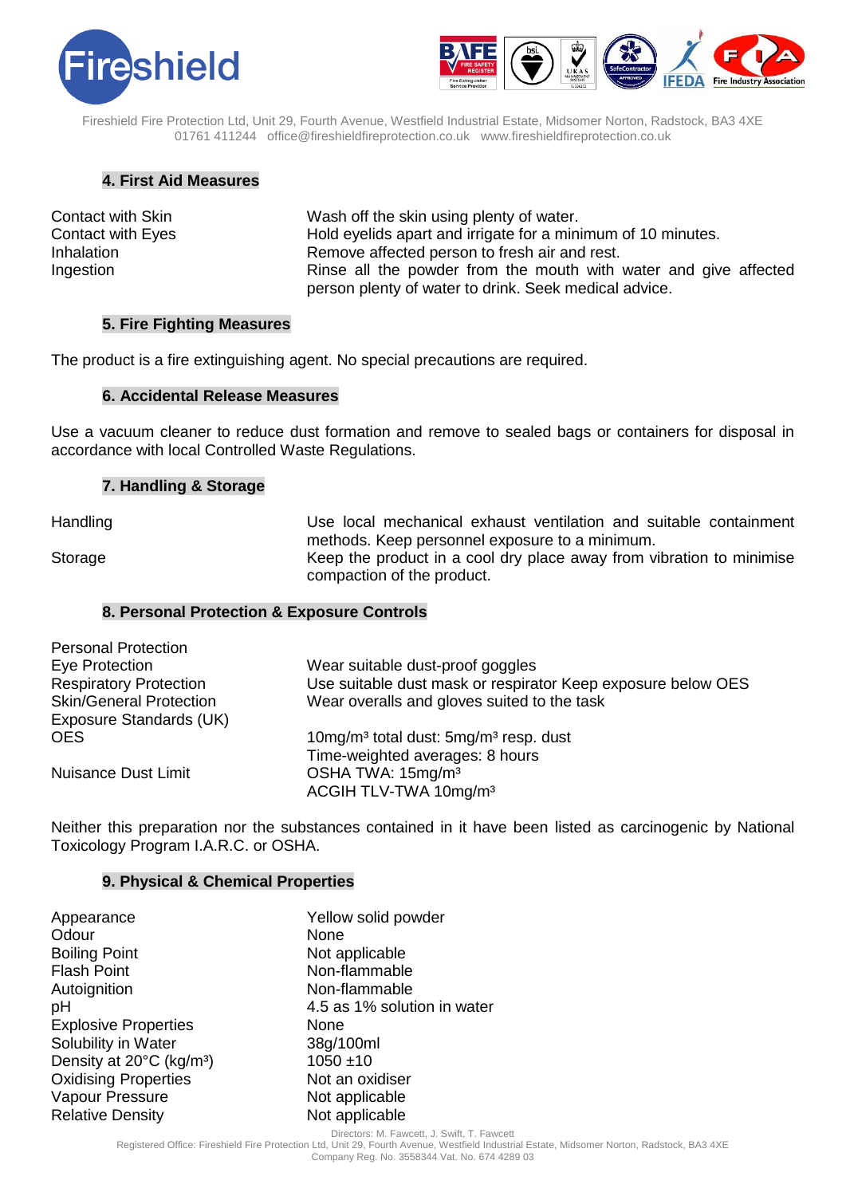## 4. First Aid Measures

| | |
|---|---|
| Contact with Skin | Wash off the skin using plenty of water. |
| Contact with Eyes | Hold eyelids apart and irrigate for a minimum of 10 minutes. |
| Inhalation | Remove affected person to fresh air and rest. |
| Ingestion | Rinse all the powder from the mouth with water and give affected person plenty of water to drink. Seek medical advice. |

## 5. Fire Fighting Measures

The product is a fire extinguishing agent. No special precautions are required.

## 6. Accidental Release Measures

Use a vacuum cleaner to reduce dust formation and remove to sealed bags or containers for disposal in accordance with local Controlled Waste Regulations.

## 7. Handling & Storage

| | |
|---|---|
| Handling | Use local mechanical exhaust ventilation and suitable containment methods. Keep personnel exposure to a minimum. |
| Storage | Keep the product in a cool dry place away from vibration to minimise compaction of the product. |

## 8. Personal Protection & Exposure Controls

| | |
|---|---|
| Personal Protection | |
| Eye Protection | Wear suitable dust-proof goggles |
| Respiratory Protection | Use suitable dust mask or respirator Keep exposure below OES |
| Skin/General Protection | Wear overalls and gloves suited to the task |
| Exposure Standards (UK) | |
| OES | 10mg/m³ total dust: 5mg/m³ resp. dust<br>Time-weighted averages: 8 hours |
| Nuisance Dust Limit | OSHA TWA: 15mg/m³<br>ACGIH TLV-TWA 10mg/m³ |

Neither this preparation nor the substances contained in it have been listed as carcinogenic by National Toxicology Program I.A.R.C. or OSHA.

## 9. Physical & Chemical Properties

| | |
|---|---|
| Appearance | Yellow solid powder |
| Odour | None |
| Boiling Point | Not applicable |
| Flash Point | Non-flammable |
| Autoignition | Non-flammable |
| pH | 4.5 as 1% solution in water |
| Explosive Properties | None |
| Solubility in Water | 38g/100ml |
| Density at 20°C (kg/m³) | 1050 ±10 |
| Oxidising Properties | Not an oxidiser |
| Vapour Pressure | Not applicable |
| Relative Density | Not applicable |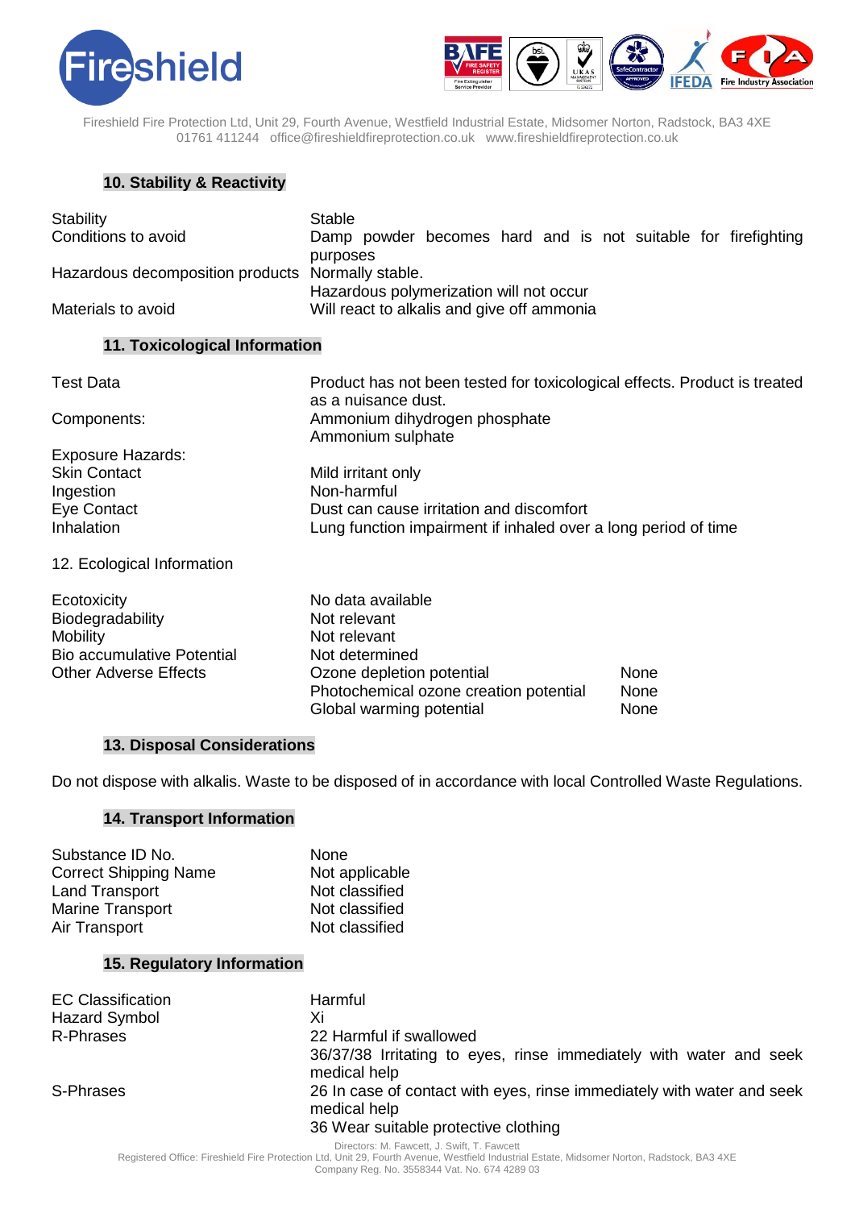## 10. Stability & Reactivity

| | |
|---|---|
| Stability | Stable |
| Conditions to avoid | Damp powder becomes hard and is not suitable for firefighting purposes |
| Hazardous decomposition products | Normally stable.<br>Hazardous polymerization will not occur |
| Materials to avoid | Will react to alkalis and give off ammonia |

## 11. Toxicological Information

| | |
|---|---|
| Test Data | Product has not been tested for toxicological effects. Product is treated as a nuisance dust. |
| Components: | Ammonium dihydrogen phosphate<br>Ammonium sulphate |
| Exposure Hazards: | |
| Skin Contact | Mild irritant only |
| Ingestion | Non-harmful |
| Eye Contact | Dust can cause irritation and discomfort |
| Inhalation | Lung function impairment if inhaled over a long period of time |

12. Ecological Information

| | | |
|---|---|---|
| Ecotoxicity | No data available | |
| Biodegradability | Not relevant | |
| Mobility | Not relevant | |
| Bio accumulative Potential | Not determined | |
| Other Adverse Effects | Ozone depletion potential | None |
| | Photochemical ozone creation potential | None |
| | Global warming potential | None |

## 13. Disposal Considerations

Do not dispose with alkalis. Waste to be disposed of in accordance with local Controlled Waste Regulations.

## 14. Transport Information

| | |
|---|---|
| Substance ID No. | None |
| Correct Shipping Name | Not applicable |
| Land Transport | Not classified |
| Marine Transport | Not classified |
| Air Transport | Not classified |

## 15. Regulatory Information

| | |
|---|---|
| EC Classification | Harmful |
| Hazard Symbol | Xi |
| R-Phrases | 22 Harmful if swallowed<br>36/37/38 Irritating to eyes, rinse immediately with water and seek medical help |
| S-Phrases | 26 In case of contact with eyes, rinse immediately with water and seek medical help<br>36 Wear suitable protective clothing |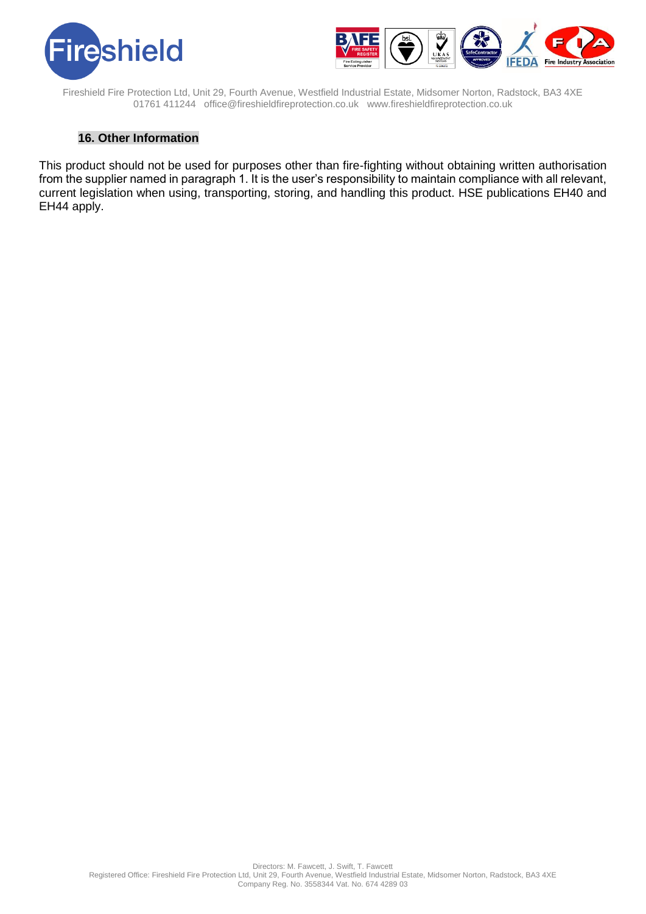## 16. Other Information

This product should not be used for purposes other than fire-fighting without obtaining written authorisation from the supplier named in paragraph 1. It is the user's responsibility to maintain compliance with all relevant, current legislation when using, transporting, storing, and handling this product. HSE publications EH40 and EH44 apply.